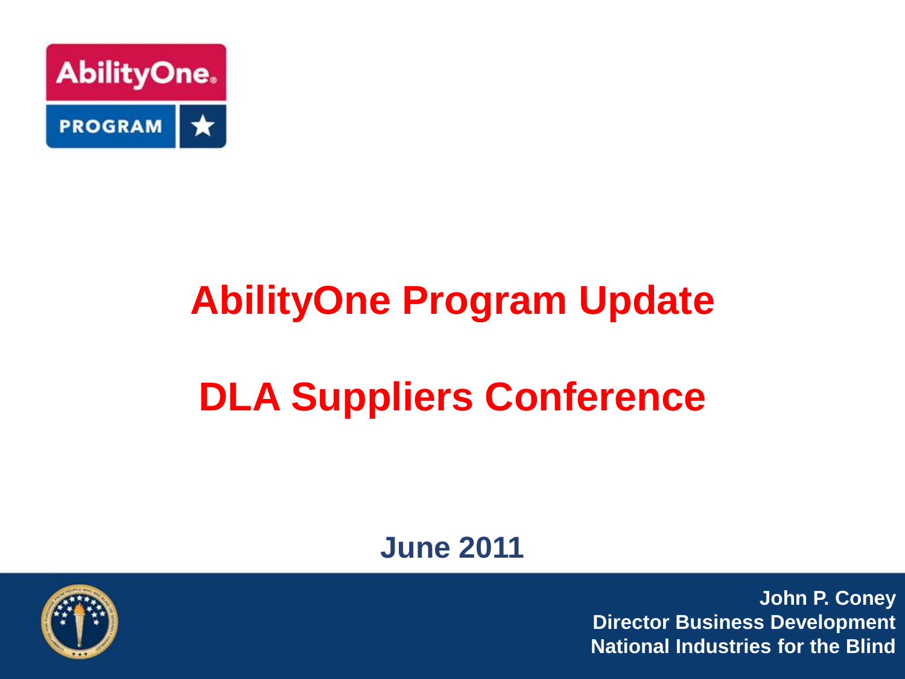AbilityOne PROGRAM

# AbilityOne Program Update

# DLA Suppliers Conference

**June 2011**

**John P. Coney**
**Director Business Development**
**National Industries for the Blind**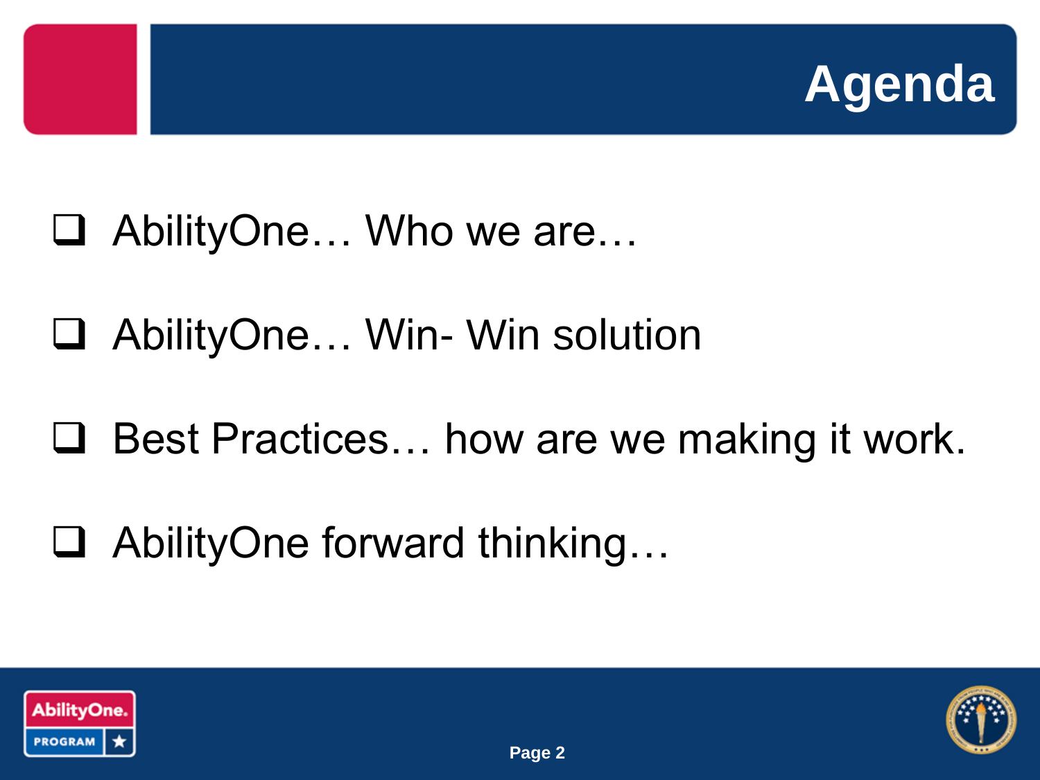# Agenda

- AbilityOne… Who we are…
- AbilityOne… Win- Win solution
- Best Practices… how are we making it work.
- AbilityOne forward thinking…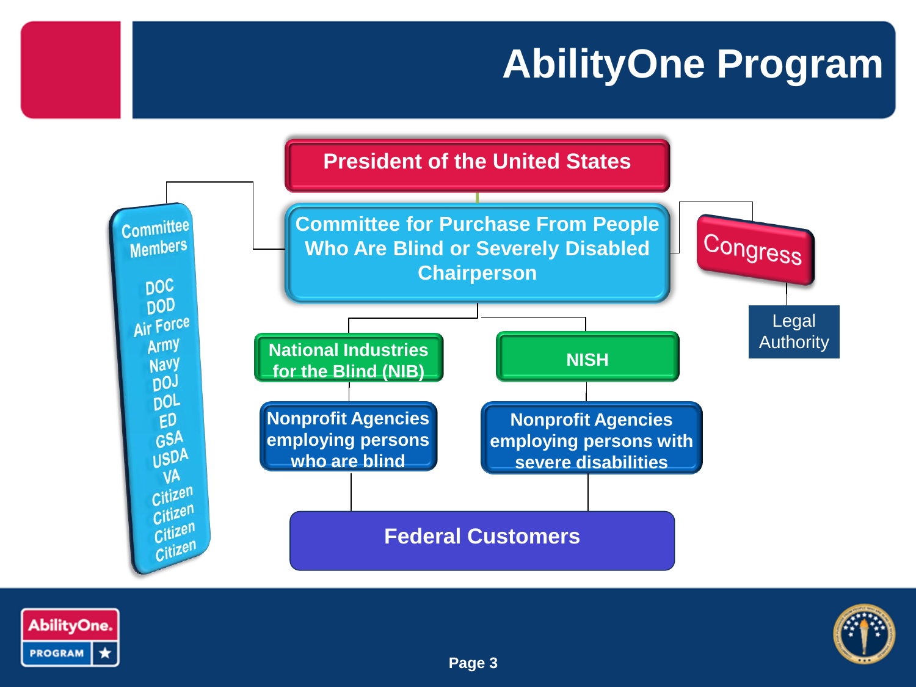# AbilityOne Program

**President of the United States**

**Committee for Purchase From People Who Are Blind or Severely Disabled Chairperson**

**Committee Members**
- DOC
- DOD
- Air Force
- Army
- Navy
- DOJ
- DOL
- ED
- GSA
- USDA
- VA
- Citizen
- Citizen
- Citizen
- Citizen

**Congress**

Legal Authority

**National Industries for the Blind (NIB)**

**NISH**

**Nonprofit Agencies employing persons who are blind**

**Nonprofit Agencies employing persons with severe disabilities**

**Federal Customers**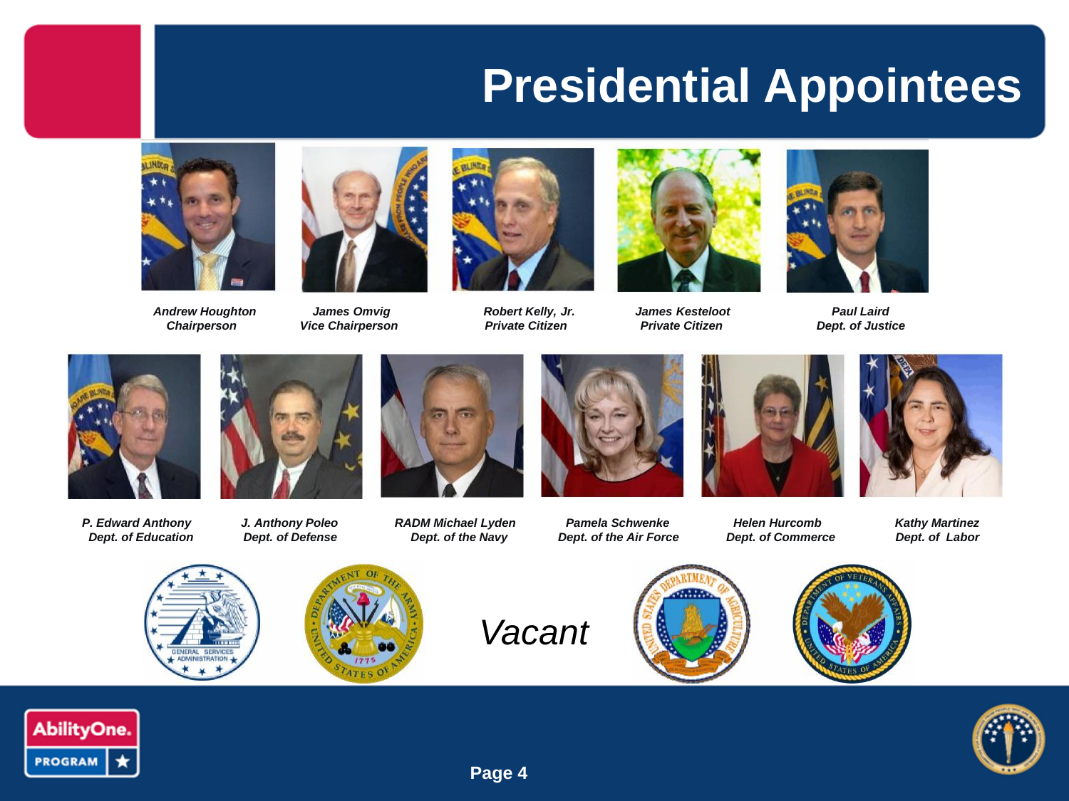# Presidential Appointees

*Andrew Houghton*
*Chairperson*

*James Omvig*
*Vice Chairperson*

*Robert Kelly, Jr.*
*Private Citizen*

*James Kesteloot*
*Private Citizen*

*Paul Laird*
*Dept. of Justice*

*P. Edward Anthony*
*Dept. of Education*

*J. Anthony Poleo*
*Dept. of Defense*

*RADM Michael Lyden*
*Dept. of the Navy*

*Pamela Schwenke*
*Dept. of the Air Force*

*Helen Hurcomb*
*Dept. of Commerce*

*Kathy Martinez*
*Dept. of Labor*

*Vacant*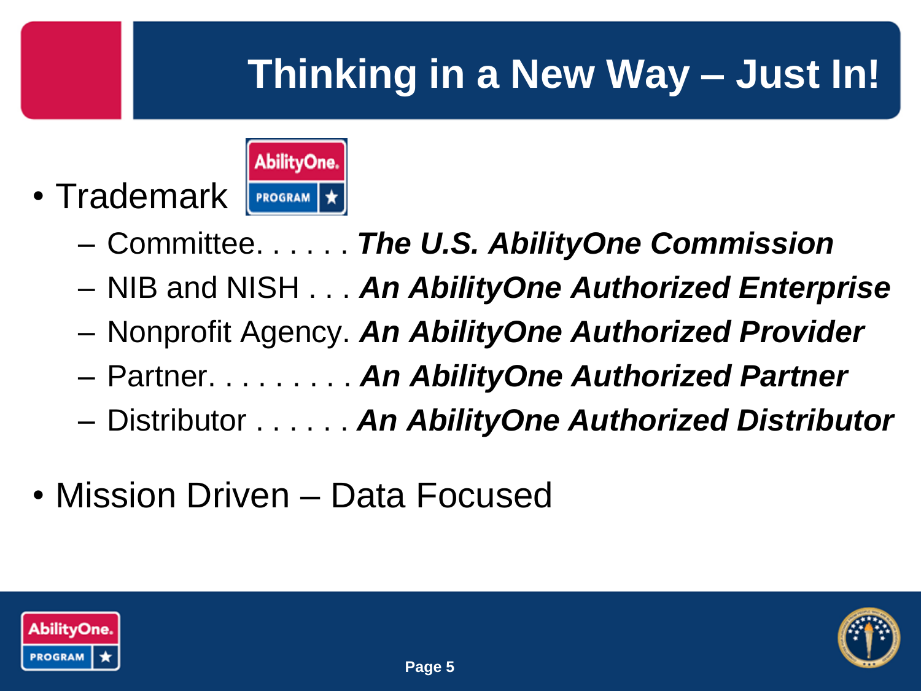# Thinking in a New Way – Just In!

- Trademark
  - Committee. . . . . . ***The U.S. AbilityOne Commission***
  - NIB and NISH . . . ***An AbilityOne Authorized Enterprise***
  - Nonprofit Agency. ***An AbilityOne Authorized Provider***
  - Partner. . . . . . . . . ***An AbilityOne Authorized Partner***
  - Distributor . . . . . . ***An AbilityOne Authorized Distributor***
- Mission Driven – Data Focused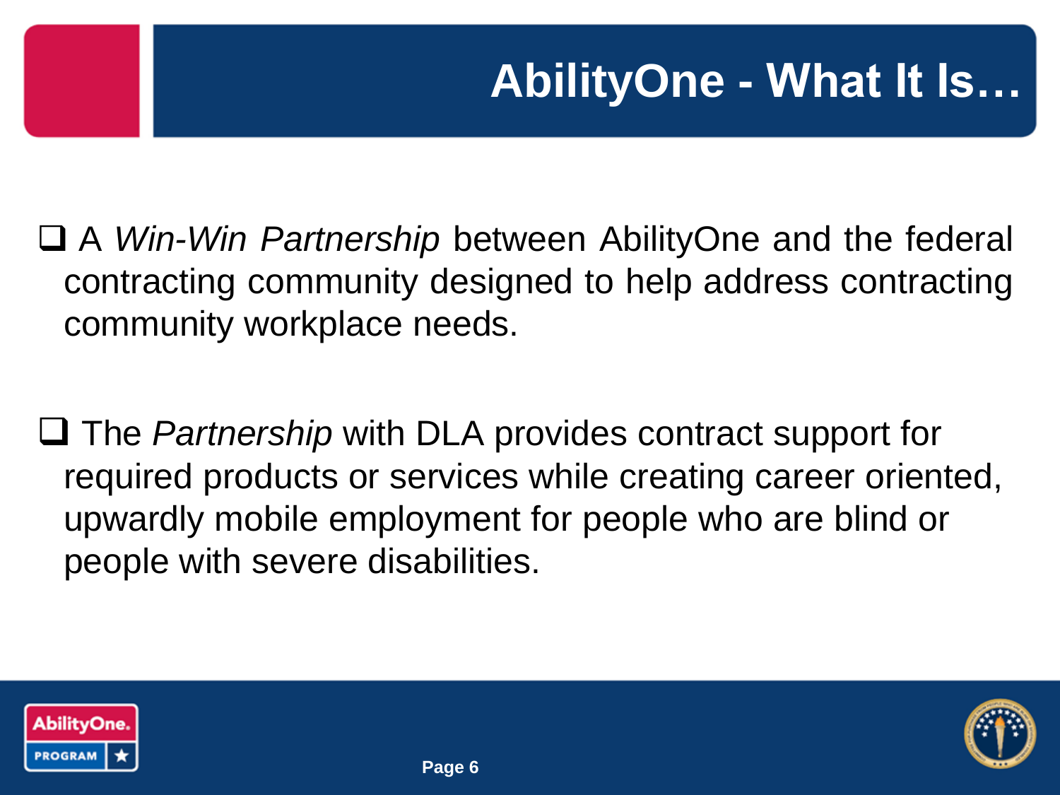# AbilityOne - What It Is…

- A *Win-Win Partnership* between AbilityOne and the federal contracting community designed to help address contracting community workplace needs.

- The *Partnership* with DLA provides contract support for required products or services while creating career oriented, upwardly mobile employment for people who are blind or people with severe disabilities.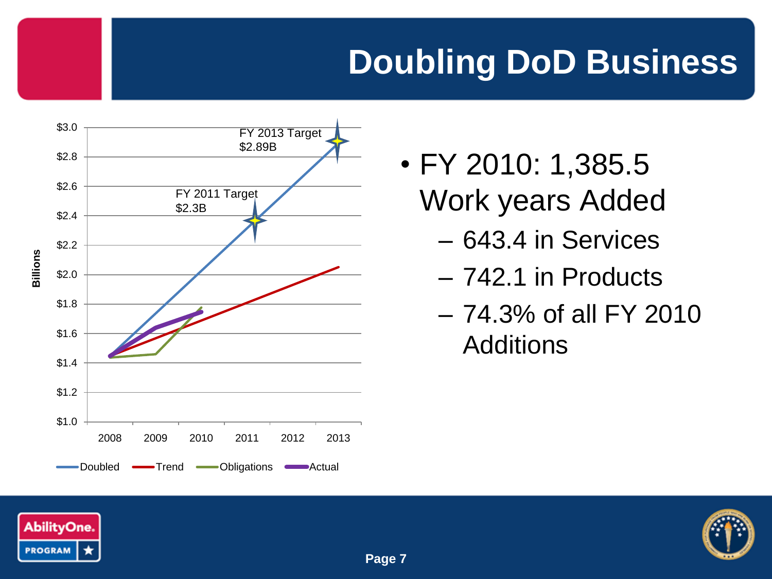# Doubling DoD Business

FY 2013 Target $2.89B

FY 2011 Target $2.3B

Billions

$3.0, $2.8, $2.6, $2.4, $2.2, $2.0, $1.8, $1.6, $1.4, $1.2, $1.0

2008, 2009, 2010, 2011, 2012, 2013

Doubled, Trend, Obligations, Actual

- FY 2010: 1,385.5 Work years Added
  - 643.4 in Services
  - 742.1 in Products
  - 74.3% of all FY 2010 Additions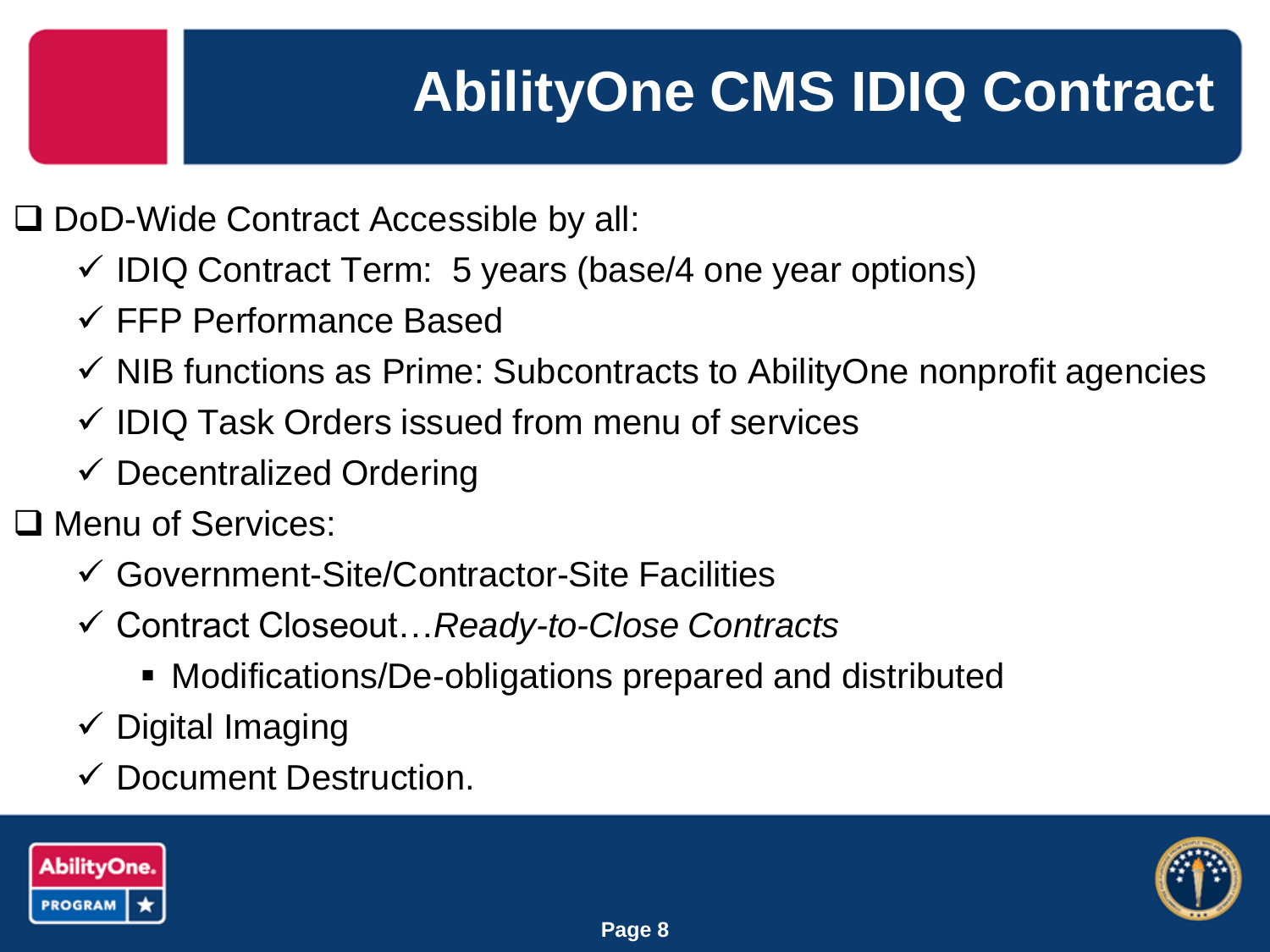# AbilityOne CMS IDIQ Contract

- DoD-Wide Contract Accessible by all:
  - IDIQ Contract Term:  5 years (base/4 one year options)
  - FFP Performance Based
  - NIB functions as Prime: Subcontracts to AbilityOne nonprofit agencies
  - IDIQ Task Orders issued from menu of services
  - Decentralized Ordering
- Menu of Services:
  - Government-Site/Contractor-Site Facilities
  - Contract Closeout…*Ready-to-Close Contracts*
    - Modifications/De-obligations prepared and distributed
  - Digital Imaging
  - Document Destruction.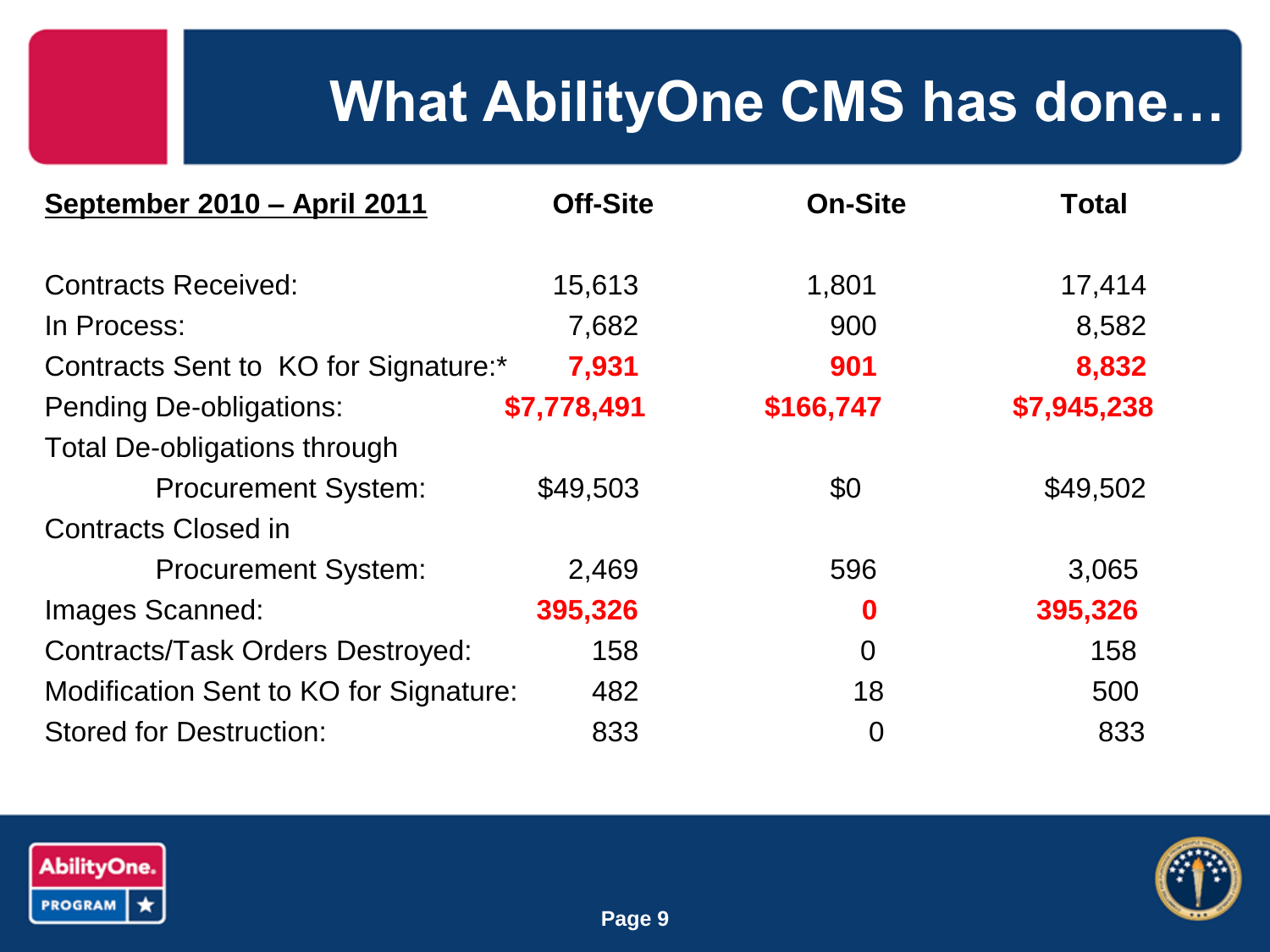# What AbilityOne CMS has done…

| **September 2010 – April 2011** | **Off-Site** | **On-Site** | **Total** |
|---|---|---|---|
| Contracts Received: | 15,613 | 1,801 | 17,414 |
| In Process: | 7,682 | 900 | 8,582 |
| Contracts Sent to KO for Signature:* | **7,931** | **901** | **8,832** |
| Pending De-obligations: | **$7,778,491** | **$166,747** | **$7,945,238** |
| Total De-obligations through Procurement System: | $49,503 | $0 | $49,502 |
| Contracts Closed in Procurement System: | 2,469 | 596 | 3,065 |
| Images Scanned: | **395,326** | **0** | **395,326** |
| Contracts/Task Orders Destroyed: | 158 | 0 | 158 |
| Modification Sent to KO for Signature: | 482 | 18 | 500 |
| Stored for Destruction: | 833 | 0 | 833 |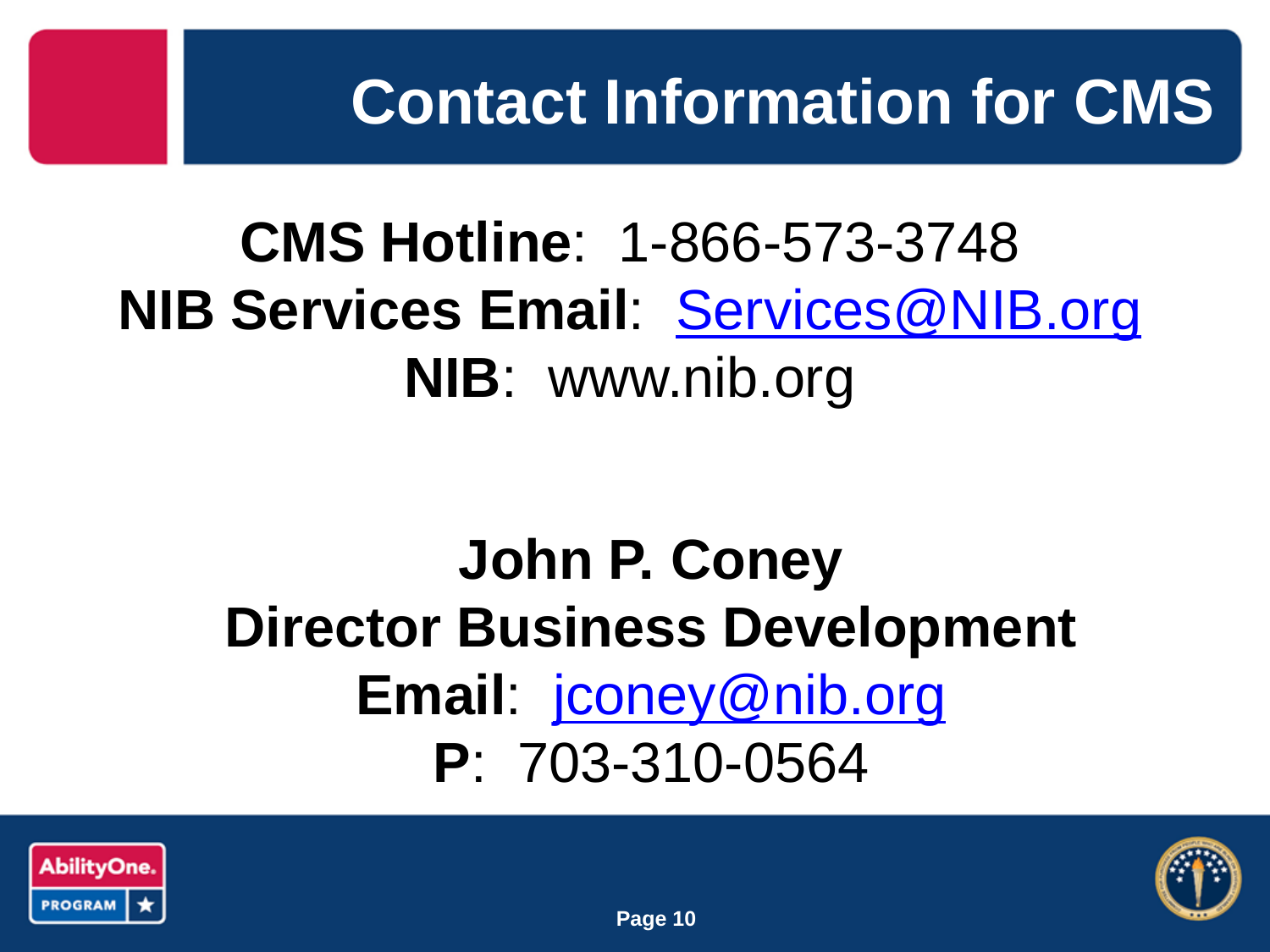# Contact Information for CMS

**CMS Hotline**: 1-866-573-3748

**NIB Services Email**: Services@NIB.org

**NIB**: www.nib.org

**John P. Coney**

**Director Business Development**

**Email**: jconey@nib.org

**P**: 703-310-0564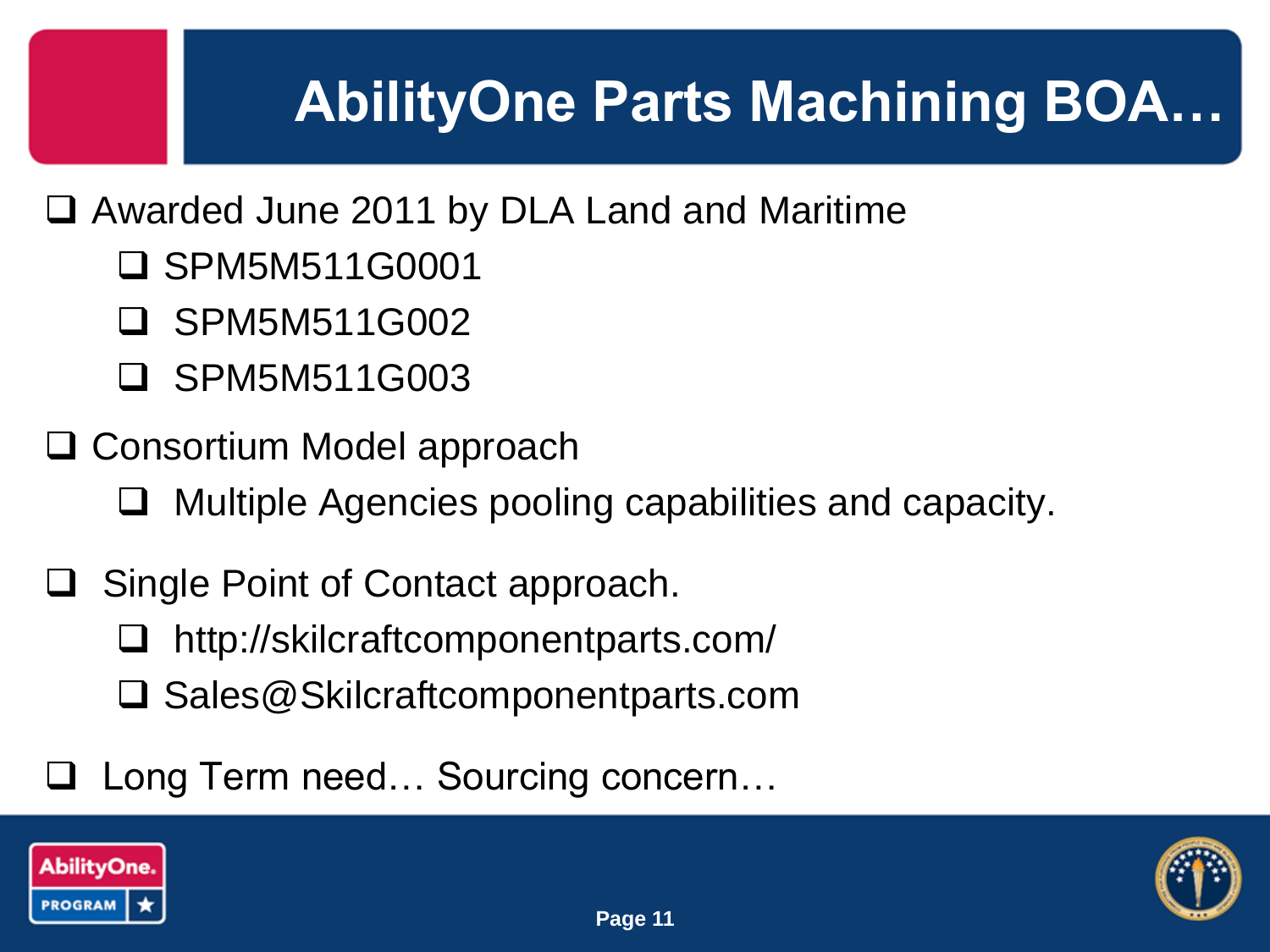# AbilityOne Parts Machining BOA…

- Awarded June 2011 by DLA Land and Maritime
  - SPM5M511G0001
  - SPM5M511G002
  - SPM5M511G003
- Consortium Model approach
  - Multiple Agencies pooling capabilities and capacity.
- Single Point of Contact approach.
  - http://skilcraftcomponentparts.com/
  - Sales@Skilcraftcomponentparts.com
- Long Term need… Sourcing concern…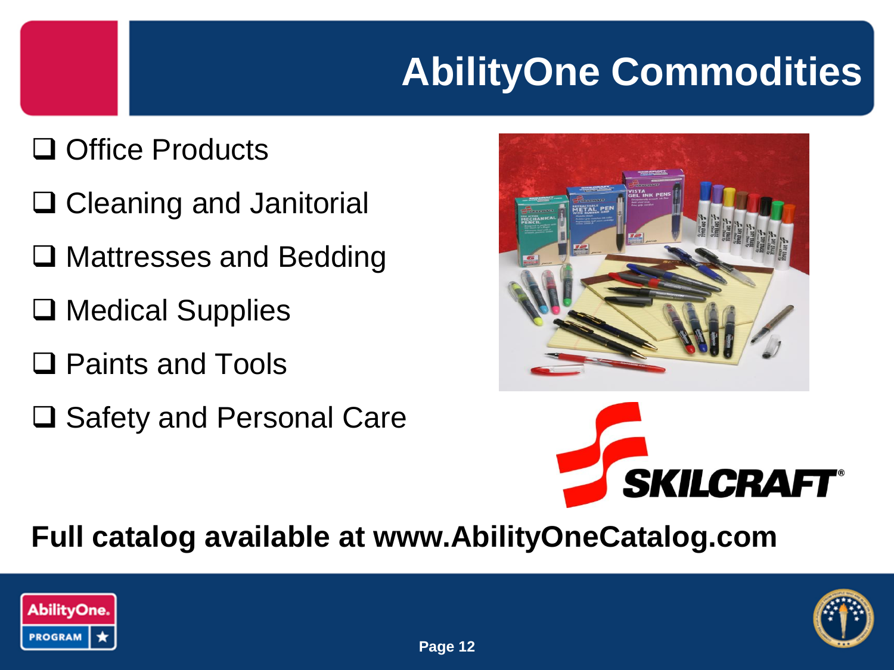# AbilityOne Commodities

- Office Products
- Cleaning and Janitorial
- Mattresses and Bedding
- Medical Supplies
- Paints and Tools
- Safety and Personal Care

**Full catalog available at www.AbilityOneCatalog.com**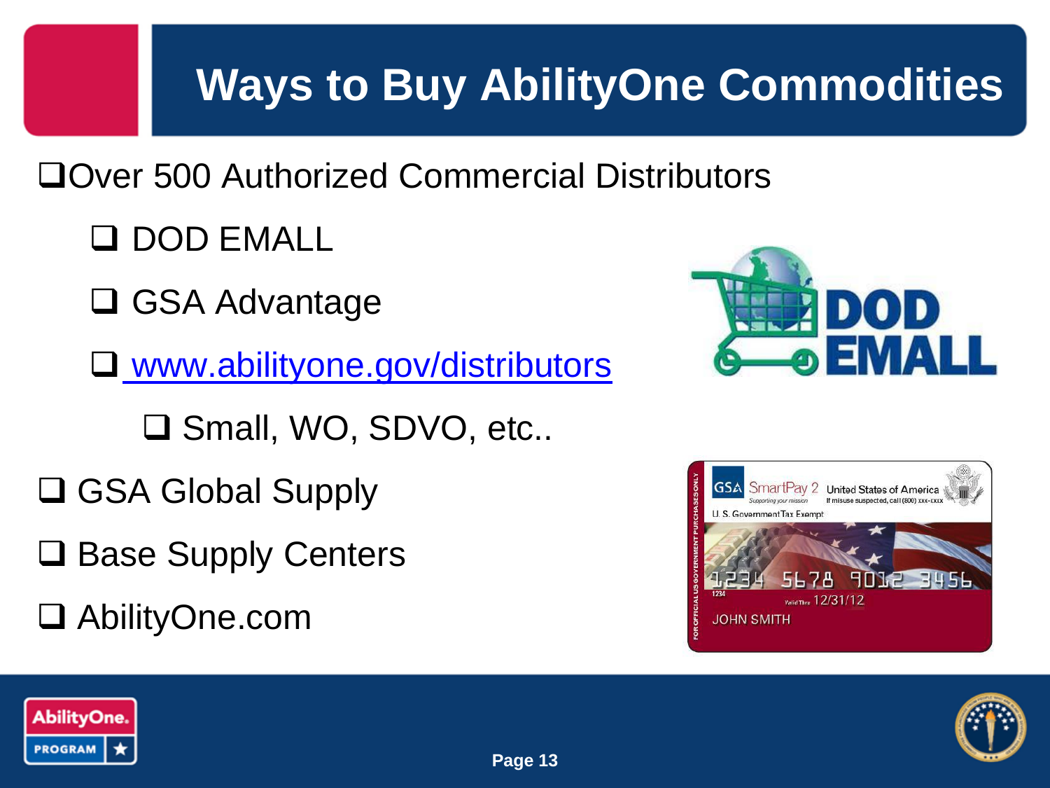# Ways to Buy AbilityOne Commodities

- Over 500 Authorized Commercial Distributors
  - DOD EMALL
  - GSA Advantage
  - [www.abilityone.gov/distributors](http://www.abilityone.gov/distributors)
    - Small, WO, SDVO, etc..
- GSA Global Supply
- Base Supply Centers
- AbilityOne.com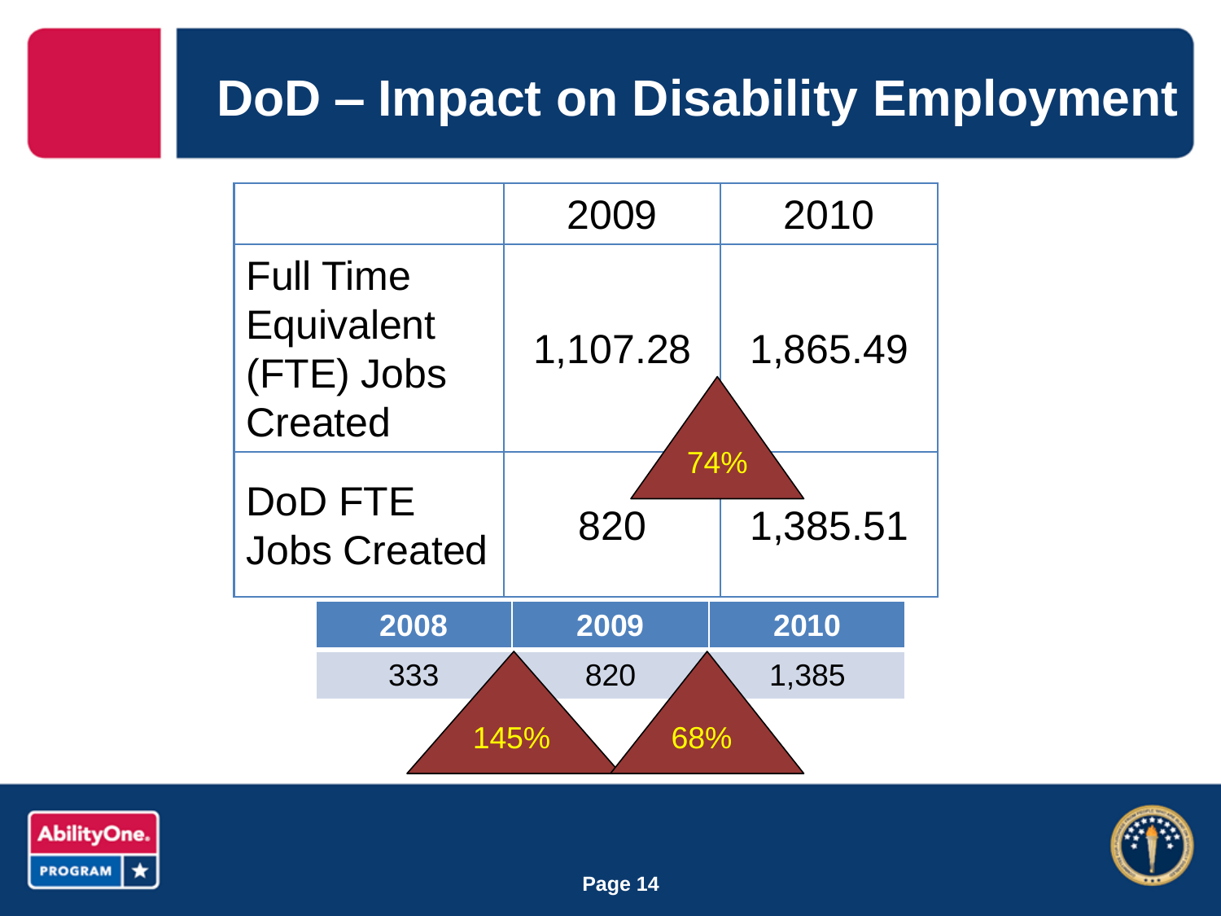# DoD – Impact on Disability Employment

| | 2009 | 2010 |
|---|---|---|
| Full Time Equivalent (FTE) Jobs Created | 1,107.28 | 1,865.49 |
| DoD FTE Jobs Created | 820 | 1,385.51 |

74%

| 2008 | 2009 | 2010 |
|---|---|---|
| 333 | 820 | 1,385 |

145% 68%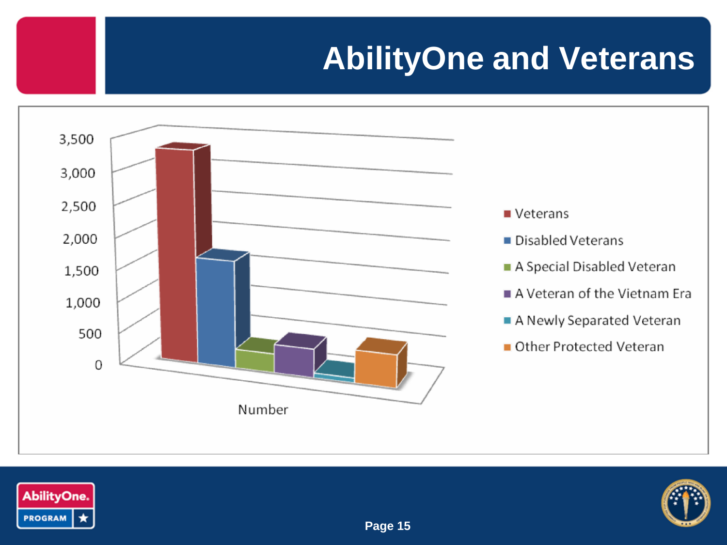# AbilityOne and Veterans

3,500
3,000
2,500
2,000
1,500
1,000
500
0

Number

- Veterans
- Disabled Veterans
- A Special Disabled Veteran
- A Veteran of the Vietnam Era
- A Newly Separated Veteran
- Other Protected Veteran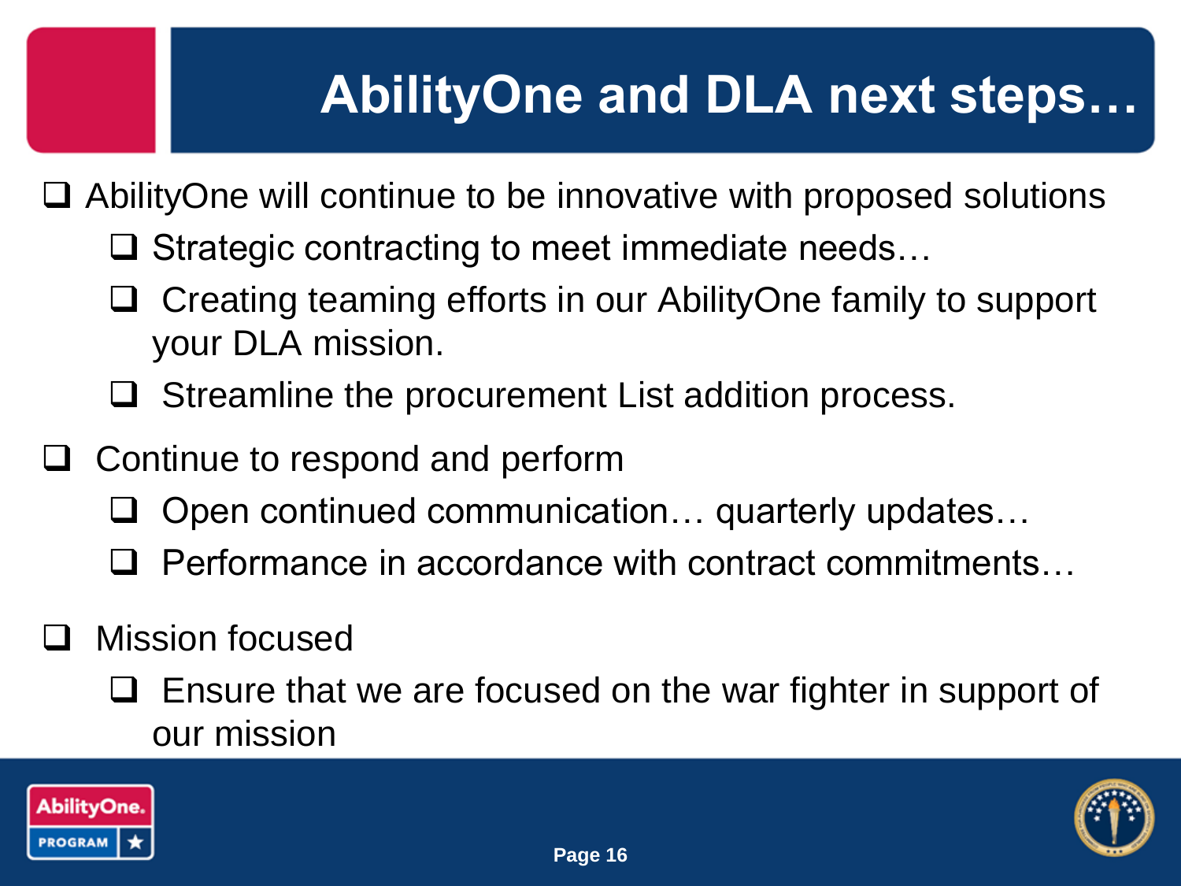# AbilityOne and DLA next steps…

- AbilityOne will continue to be innovative with proposed solutions
  - Strategic contracting to meet immediate needs…
  - Creating teaming efforts in our AbilityOne family to support your DLA mission.
  - Streamline the procurement List addition process.
- Continue to respond and perform
  - Open continued communication… quarterly updates…
  - Performance in accordance with contract commitments…
- Mission focused
  - Ensure that we are focused on the war fighter in support of our mission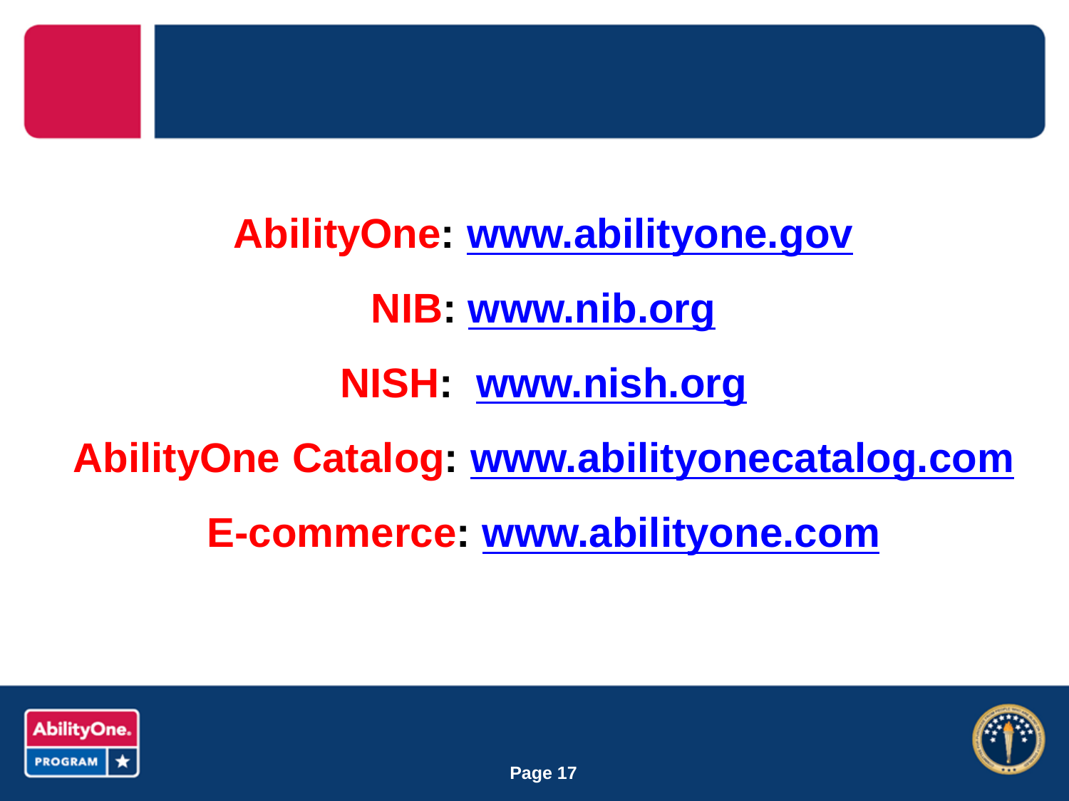**AbilityOne**: **[www.abilityone.gov](http://www.abilityone.gov)**

**NIB**: **[www.nib.org](http://www.nib.org)**

**NISH**: **[www.nish.org](http://www.nish.org)**

**AbilityOne Catalog**: **[www.abilityonecatalog.com](http://www.abilityonecatalog.com)**

**E-commerce**: **[www.abilityone.com](http://www.abilityone.com)**